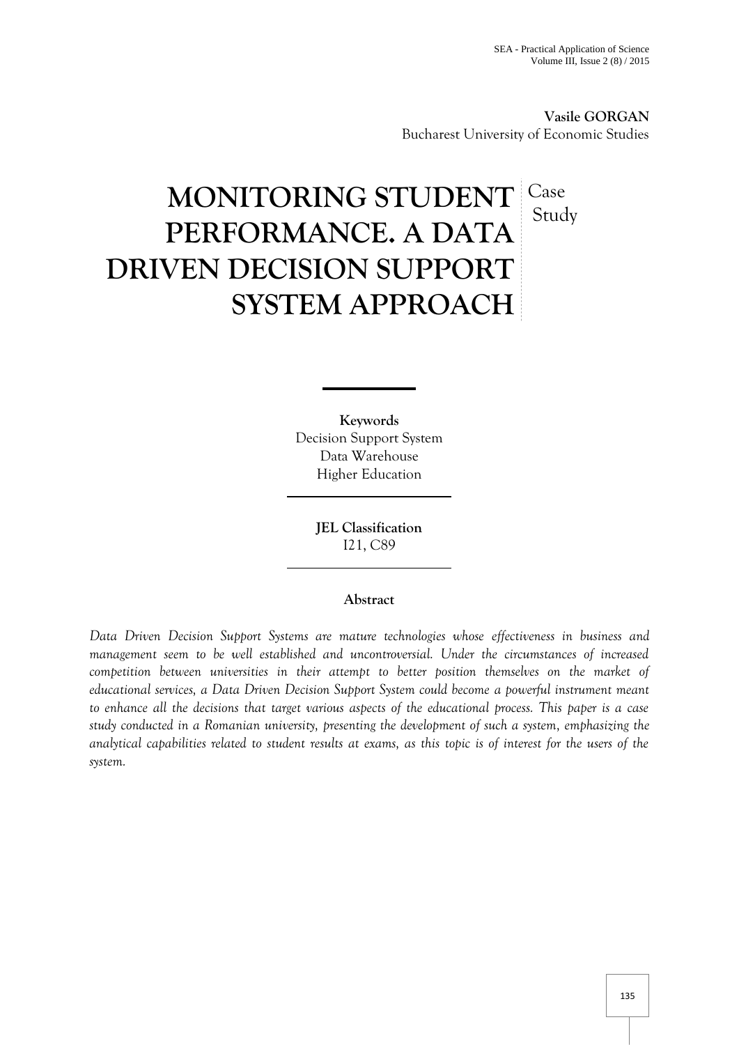**Vasile GORGAN**
Bucharest University of Economic Studies

# MONITORING STUDENT PERFORMANCE. A DATA DRIVEN DECISION SUPPORT SYSTEM APPROACH

Case Study

**Keywords**
Decision Support System
Data Warehouse
Higher Education

**JEL Classification**
I21, C89

**Abstract**

*Data Driven Decision Support Systems are mature technologies whose effectiveness in business and management seem to be well established and uncontroversial. Under the circumstances of increased competition between universities in their attempt to better position themselves on the market of educational services, a Data Driven Decision Support System could become a powerful instrument meant to enhance all the decisions that target various aspects of the educational process. This paper is a case study conducted in a Romanian university, presenting the development of such a system, emphasizing the analytical capabilities related to student results at exams, as this topic is of interest for the users of the system.*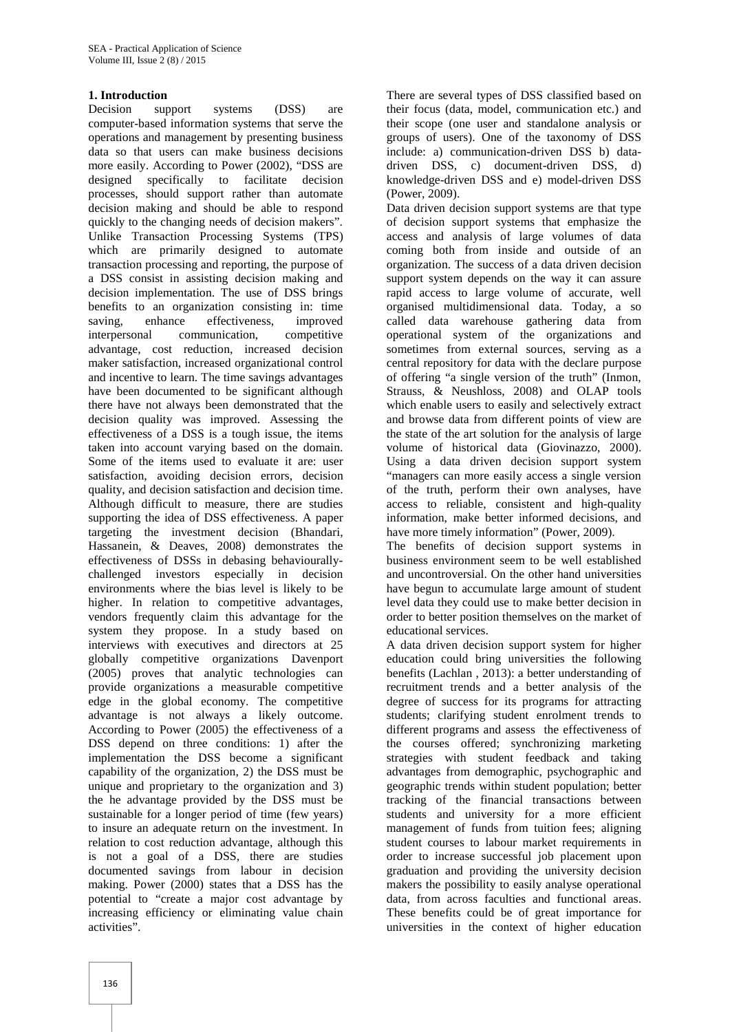## 1. Introduction

Decision support systems (DSS) are computer-based information systems that serve the operations and management by presenting business data so that users can make business decisions more easily. According to Power (2002), "DSS are designed specifically to facilitate decision processes, should support rather than automate decision making and should be able to respond quickly to the changing needs of decision makers". Unlike Transaction Processing Systems (TPS) which are primarily designed to automate transaction processing and reporting, the purpose of a DSS consist in assisting decision making and decision implementation. The use of DSS brings benefits to an organization consisting in: time saving, enhance effectiveness, improved interpersonal communication, competitive advantage, cost reduction, increased decision maker satisfaction, increased organizational control and incentive to learn. The time savings advantages have been documented to be significant although there have not always been demonstrated that the decision quality was improved. Assessing the effectiveness of a DSS is a tough issue, the items taken into account varying based on the domain. Some of the items used to evaluate it are: user satisfaction, avoiding decision errors, decision quality, and decision satisfaction and decision time. Although difficult to measure, there are studies supporting the idea of DSS effectiveness. A paper targeting the investment decision (Bhandari, Hassanein, & Deaves, 2008) demonstrates the effectiveness of DSSs in debasing behaviourally-challenged investors especially in decision environments where the bias level is likely to be higher. In relation to competitive advantages, vendors frequently claim this advantage for the system they propose. In a study based on interviews with executives and directors at 25 globally competitive organizations Davenport (2005) proves that analytic technologies can provide organizations a measurable competitive edge in the global economy. The competitive advantage is not always a likely outcome. According to Power (2005) the effectiveness of a DSS depend on three conditions: 1) after the implementation the DSS become a significant capability of the organization, 2) the DSS must be unique and proprietary to the organization and 3) the he advantage provided by the DSS must be sustainable for a longer period of time (few years) to insure an adequate return on the investment. In relation to cost reduction advantage, although this is not a goal of a DSS, there are studies documented savings from labour in decision making. Power (2000) states that a DSS has the potential to "create a major cost advantage by increasing efficiency or eliminating value chain activities".

There are several types of DSS classified based on their focus (data, model, communication etc.) and their scope (one user and standalone analysis or groups of users). One of the taxonomy of DSS include: a) communication-driven DSS b) data-driven DSS, c) document-driven DSS, d) knowledge-driven DSS and e) model-driven DSS (Power, 2009).

Data driven decision support systems are that type of decision support systems that emphasize the access and analysis of large volumes of data coming both from inside and outside of an organization. The success of a data driven decision support system depends on the way it can assure rapid access to large volume of accurate, well organised multidimensional data. Today, a so called data warehouse gathering data from operational system of the organizations and sometimes from external sources, serving as a central repository for data with the declare purpose of offering "a single version of the truth" (Inmon, Strauss, & Neushloss, 2008) and OLAP tools which enable users to easily and selectively extract and browse data from different points of view are the state of the art solution for the analysis of large volume of historical data (Giovinazzo, 2000). Using a data driven decision support system "managers can more easily access a single version of the truth, perform their own analyses, have access to reliable, consistent and high-quality information, make better informed decisions, and have more timely information" (Power, 2009).

The benefits of decision support systems in business environment seem to be well established and uncontroversial. On the other hand universities have begun to accumulate large amount of student level data they could use to make better decision in order to better position themselves on the market of educational services.

A data driven decision support system for higher education could bring universities the following benefits (Lachlan , 2013): a better understanding of recruitment trends and a better analysis of the degree of success for its programs for attracting students; clarifying student enrolment trends to different programs and assess the effectiveness of the courses offered; synchronizing marketing strategies with student feedback and taking advantages from demographic, psychographic and geographic trends within student population; better tracking of the financial transactions between students and university for a more efficient management of funds from tuition fees; aligning student courses to labour market requirements in order to increase successful job placement upon graduation and providing the university decision makers the possibility to easily analyse operational data, from across faculties and functional areas. These benefits could be of great importance for universities in the context of higher education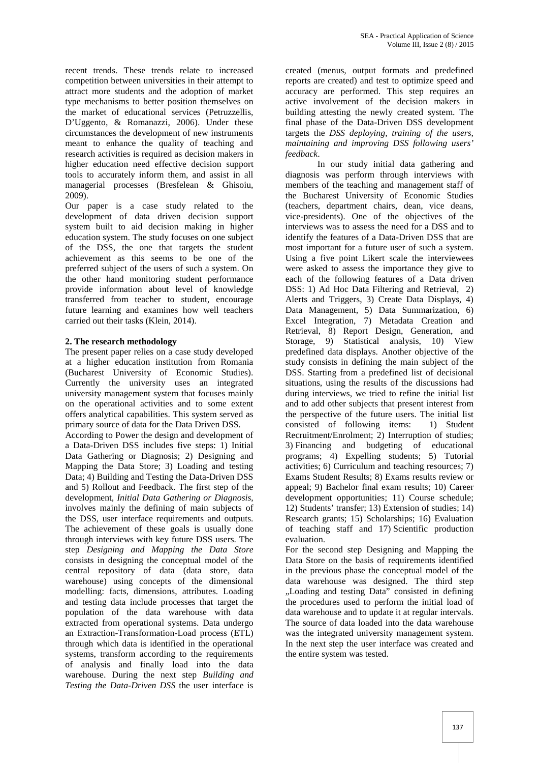recent trends. These trends relate to increased competition between universities in their attempt to attract more students and the adoption of market type mechanisms to better position themselves on the market of educational services (Petruzzellis, D'Uggento, & Romanazzi, 2006). Under these circumstances the development of new instruments meant to enhance the quality of teaching and research activities is required as decision makers in higher education need effective decision support tools to accurately inform them, and assist in all managerial processes (Bresfelean & Ghisoiu, 2009).

Our paper is a case study related to the development of data driven decision support system built to aid decision making in higher education system. The study focuses on one subject of the DSS, the one that targets the student achievement as this seems to be one of the preferred subject of the users of such a system. On the other hand monitoring student performance provide information about level of knowledge transferred from teacher to student, encourage future learning and examines how well teachers carried out their tasks (Klein, 2014).

## 2. The research methodology

The present paper relies on a case study developed at a higher education institution from Romania (Bucharest University of Economic Studies). Currently the university uses an integrated university management system that focuses mainly on the operational activities and to some extent offers analytical capabilities. This system served as primary source of data for the Data Driven DSS.

According to Power the design and development of a Data-Driven DSS includes five steps: 1) Initial Data Gathering or Diagnosis; 2) Designing and Mapping the Data Store; 3) Loading and testing Data; 4) Building and Testing the Data-Driven DSS and 5) Rollout and Feedback. The first step of the development, *Initial Data Gathering or Diagnosis*, involves mainly the defining of main subjects of the DSS, user interface requirements and outputs. The achievement of these goals is usually done through interviews with key future DSS users. The step *Designing and Mapping the Data Store* consists in designing the conceptual model of the central repository of data (data store, data warehouse) using concepts of the dimensional modelling: facts, dimensions, attributes. Loading and testing data include processes that target the population of the data warehouse with data extracted from operational systems. Data undergo an Extraction-Transformation-Load process (ETL) through which data is identified in the operational systems, transform according to the requirements of analysis and finally load into the data warehouse. During the next step *Building and Testing the Data-Driven DSS* the user interface is created (menus, output formats and predefined reports are created) and test to optimize speed and accuracy are performed. This step requires an active involvement of the decision makers in building attesting the newly created system. The final phase of the Data-Driven DSS development targets the *DSS deploying, training of the users, maintaining and improving DSS following users' feedback*.

In our study initial data gathering and diagnosis was perform through interviews with members of the teaching and management staff of the Bucharest University of Economic Studies (teachers, department chairs, dean, vice deans, vice-presidents). One of the objectives of the interviews was to assess the need for a DSS and to identify the features of a Data-Driven DSS that are most important for a future user of such a system. Using a five point Likert scale the interviewees were asked to assess the importance they give to each of the following features of a Data driven DSS: 1) Ad Hoc Data Filtering and Retrieval, 2) Alerts and Triggers, 3) Create Data Displays, 4) Data Management, 5) Data Summarization, 6) Excel Integration, 7) Metadata Creation and Retrieval, 8) Report Design, Generation, and Storage, 9) Statistical analysis, 10) View predefined data displays. Another objective of the study consists in defining the main subject of the DSS. Starting from a predefined list of decisional situations, using the results of the discussions had during interviews, we tried to refine the initial list and to add other subjects that present interest from the perspective of the future users. The initial list consisted of following items: 1) Student Recruitment/Enrolment; 2) Interruption of studies; 3) Financing and budgeting of educational programs; 4) Expelling students; 5) Tutorial activities; 6) Curriculum and teaching resources; 7) Exams Student Results; 8) Exams results review or appeal; 9) Bachelor final exam results; 10) Career development opportunities; 11) Course schedule; 12) Students' transfer; 13) Extension of studies; 14) Research grants; 15) Scholarships; 16) Evaluation of teaching staff and 17) Scientific production evaluation.

For the second step Designing and Mapping the Data Store on the basis of requirements identified in the previous phase the conceptual model of the data warehouse was designed. The third step „Loading and testing Data" consisted in defining the procedures used to perform the initial load of data warehouse and to update it at regular intervals. The source of data loaded into the data warehouse was the integrated university management system. In the next step the user interface was created and the entire system was tested.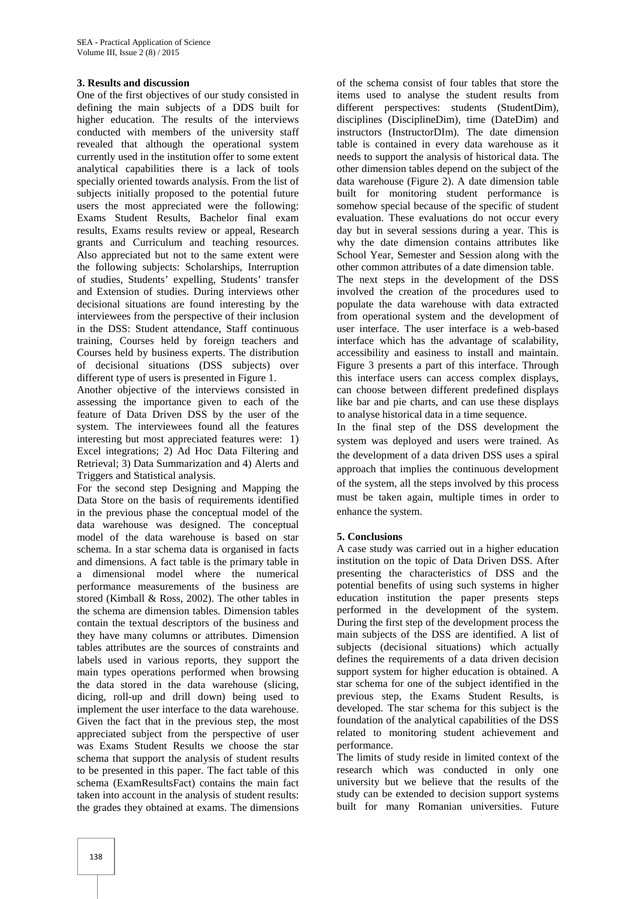### 3. Results and discussion

One of the first objectives of our study consisted in defining the main subjects of a DDS built for higher education. The results of the interviews conducted with members of the university staff revealed that although the operational system currently used in the institution offer to some extent analytical capabilities there is a lack of tools specially oriented towards analysis. From the list of subjects initially proposed to the potential future users the most appreciated were the following: Exams Student Results, Bachelor final exam results, Exams results review or appeal, Research grants and Curriculum and teaching resources. Also appreciated but not to the same extent were the following subjects: Scholarships, Interruption of studies, Students' expelling, Students' transfer and Extension of studies. During interviews other decisional situations are found interesting by the interviewees from the perspective of their inclusion in the DSS: Student attendance, Staff continuous training, Courses held by foreign teachers and Courses held by business experts. The distribution of decisional situations (DSS subjects) over different type of users is presented in Figure 1.

Another objective of the interviews consisted in assessing the importance given to each of the feature of Data Driven DSS by the user of the system. The interviewees found all the features interesting but most appreciated features were: 1) Excel integrations; 2) Ad Hoc Data Filtering and Retrieval; 3) Data Summarization and 4) Alerts and Triggers and Statistical analysis.

For the second step Designing and Mapping the Data Store on the basis of requirements identified in the previous phase the conceptual model of the data warehouse was designed. The conceptual model of the data warehouse is based on star schema. In a star schema data is organised in facts and dimensions. A fact table is the primary table in a dimensional model where the numerical performance measurements of the business are stored (Kimball & Ross, 2002). The other tables in the schema are dimension tables. Dimension tables contain the textual descriptors of the business and they have many columns or attributes. Dimension tables attributes are the sources of constraints and labels used in various reports, they support the main types operations performed when browsing the data stored in the data warehouse (slicing, dicing, roll-up and drill down) being used to implement the user interface to the data warehouse. Given the fact that in the previous step, the most appreciated subject from the perspective of user was Exams Student Results we choose the star schema that support the analysis of student results to be presented in this paper. The fact table of this schema (ExamResultsFact) contains the main fact taken into account in the analysis of student results: the grades they obtained at exams. The dimensions of the schema consist of four tables that store the items used to analyse the student results from different perspectives: students (StudentDim), disciplines (DisciplineDim), time (DateDim) and instructors (InstructorDIm). The date dimension table is contained in every data warehouse as it needs to support the analysis of historical data. The other dimension tables depend on the subject of the data warehouse (Figure 2). A date dimension table built for monitoring student performance is somehow special because of the specific of student evaluation. These evaluations do not occur every day but in several sessions during a year. This is why the date dimension contains attributes like School Year, Semester and Session along with the other common attributes of a date dimension table.

The next steps in the development of the DSS involved the creation of the procedures used to populate the data warehouse with data extracted from operational system and the development of user interface. The user interface is a web-based interface which has the advantage of scalability, accessibility and easiness to install and maintain. Figure 3 presents a part of this interface. Through this interface users can access complex displays, can choose between different predefined displays like bar and pie charts, and can use these displays to analyse historical data in a time sequence.

In the final step of the DSS development the system was deployed and users were trained. As the development of a data driven DSS uses a spiral approach that implies the continuous development of the system, all the steps involved by this process must be taken again, multiple times in order to enhance the system.

### 5. Conclusions

A case study was carried out in a higher education institution on the topic of Data Driven DSS. After presenting the characteristics of DSS and the potential benefits of using such systems in higher education institution the paper presents steps performed in the development of the system. During the first step of the development process the main subjects of the DSS are identified. A list of subjects (decisional situations) which actually defines the requirements of a data driven decision support system for higher education is obtained. A star schema for one of the subject identified in the previous step, the Exams Student Results, is developed. The star schema for this subject is the foundation of the analytical capabilities of the DSS related to monitoring student achievement and performance.

The limits of study reside in limited context of the research which was conducted in only one university but we believe that the results of the study can be extended to decision support systems built for many Romanian universities. Future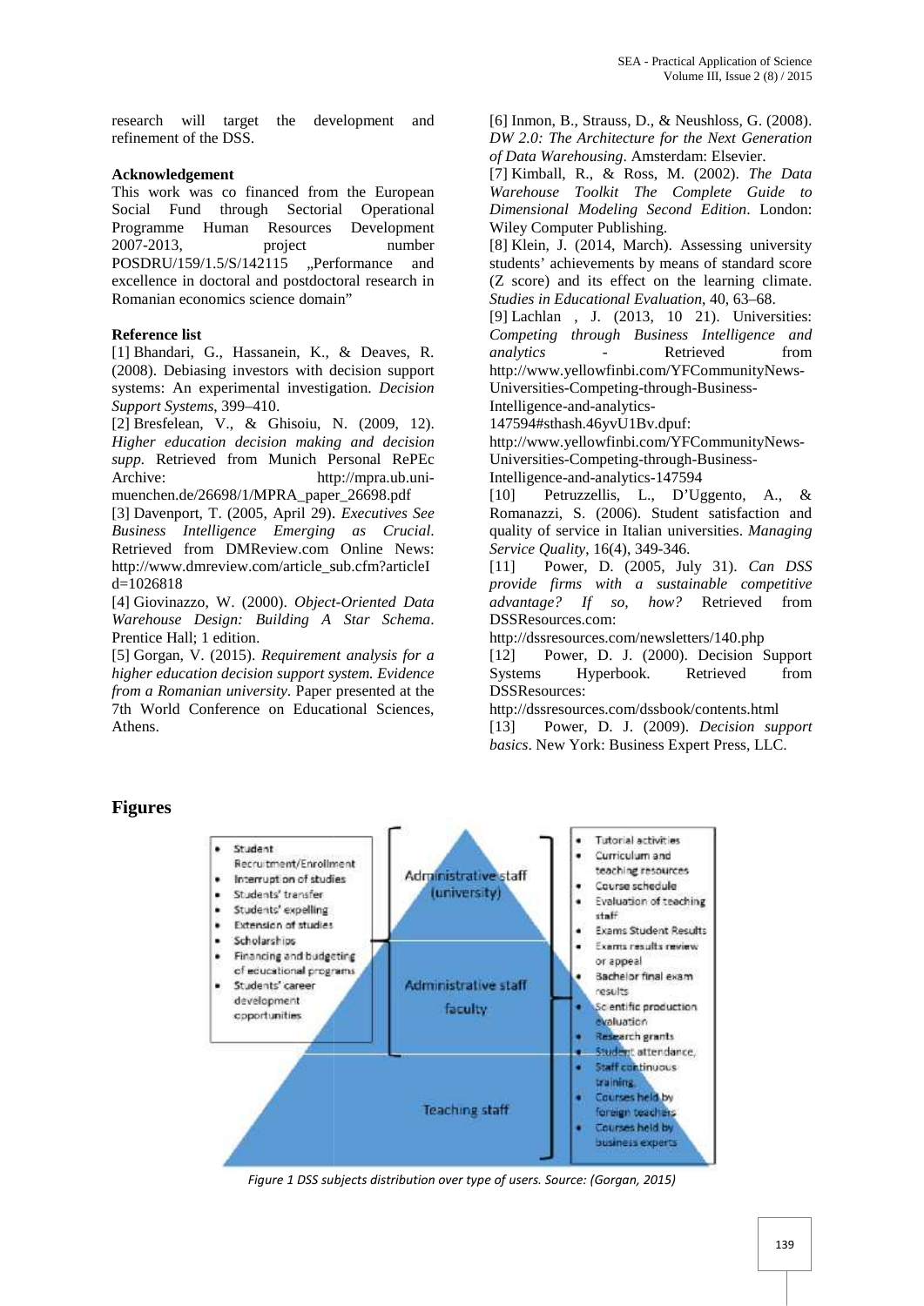research will target the development and refinement of the DSS.

**Acknowledgement**

This work was co financed from the European Social Fund through Sectorial Operational Programme Human Resources Development 2007-2013, project number POSDRU/159/1.5/S/142115 „Performance and excellence in doctoral and postdoctoral research in Romanian economics science domain"

**Reference list**

[1] Bhandari, G., Hassanein, K., & Deaves, R. (2008). Debiasing investors with decision support systems: An experimental investigation. *Decision Support Systems*, 399–410.

[2] Bresfelean, V., & Ghisoiu, N. (2009, 12). *Higher education decision making and decision supp.* Retrieved from Munich Personal RePEc Archive: http://mpra.ub.uni-muenchen.de/26698/1/MPRA_paper_26698.pdf

[3] Davenport, T. (2005, April 29). *Executives See Business Intelligence Emerging as Crucial.* Retrieved from DMReview.com Online News: http://www.dmreview.com/article_sub.cfm?articleId=1026818

[4] Giovinazzo, W. (2000). *Object-Oriented Data Warehouse Design: Building A Star Schema*. Prentice Hall; 1 edition.

[5] Gorgan, V. (2015). *Requirement analysis for a higher education decision support system. Evidence from a Romanian university*. Paper presented at the 7th World Conference on Educational Sciences, Athens.

[6] Inmon, B., Strauss, D., & Neushloss, G. (2008). *DW 2.0: The Architecture for the Next Generation of Data Warehousing*. Amsterdam: Elsevier.

[7] Kimball, R., & Ross, M. (2002). *The Data Warehouse Toolkit The Complete Guide to Dimensional Modeling Second Edition*. London: Wiley Computer Publishing.

[8] Klein, J. (2014, March). Assessing university students' achievements by means of standard score (Z score) and its effect on the learning climate. *Studies in Educational Evaluation*, 40, 63–68.

[9] Lachlan , J. (2013, 10 21). Universities: *Competing through Business Intelligence and analytics* - Retrieved from http://www.yellowfinbi.com/YFCommunityNews-Universities-Competing-through-Business-Intelligence-and-analytics-147594#sthash.46yvU1Bv.dpuf: http://www.yellowfinbi.com/YFCommunityNews-Universities-Competing-through-Business-Intelligence-and-analytics-147594

[10] Petruzzellis, L., D'Uggento, A., & Romanazzi, S. (2006). Student satisfaction and quality of service in Italian universities. *Managing Service Quality*, 16(4), 349-346.

[11] Power, D. (2005, July 31). *Can DSS provide firms with a sustainable competitive advantage? If so, how?* Retrieved from DSSResources.com: http://dssresources.com/newsletters/140.php

[12] Power, D. J. (2000). Decision Support Systems Hyperbook. Retrieved from DSSResources: http://dssresources.com/dssbook/contents.html

[13] Power, D. J. (2009). *Decision support basics*. New York: Business Expert Press, LLC.

## Figures

- Student Recruitment/Enrollment
- Interruption of studies
- Students' transfer
- Students' expelling
- Extension of studies
- Scholarships
- Financing and budgeting of educational programs
- Students' career development opportunities

Administrative staff (university)

Administrative staff faculty

Teaching staff

- Tutorial activities
- Curriculum and teaching resources
- Course schedule
- Evaluation of teaching staff
- Exams Student Results
- Exams results review or appeal
- Bachelor final exam results
- Scientific production evaluation
- Research grants
- Student attendance,
- Staff continuous training,
- Courses held by foreign teachers
- Courses held by business experts

*Figure 1 DSS subjects distribution over type of users. Source: (Gorgan, 2015)*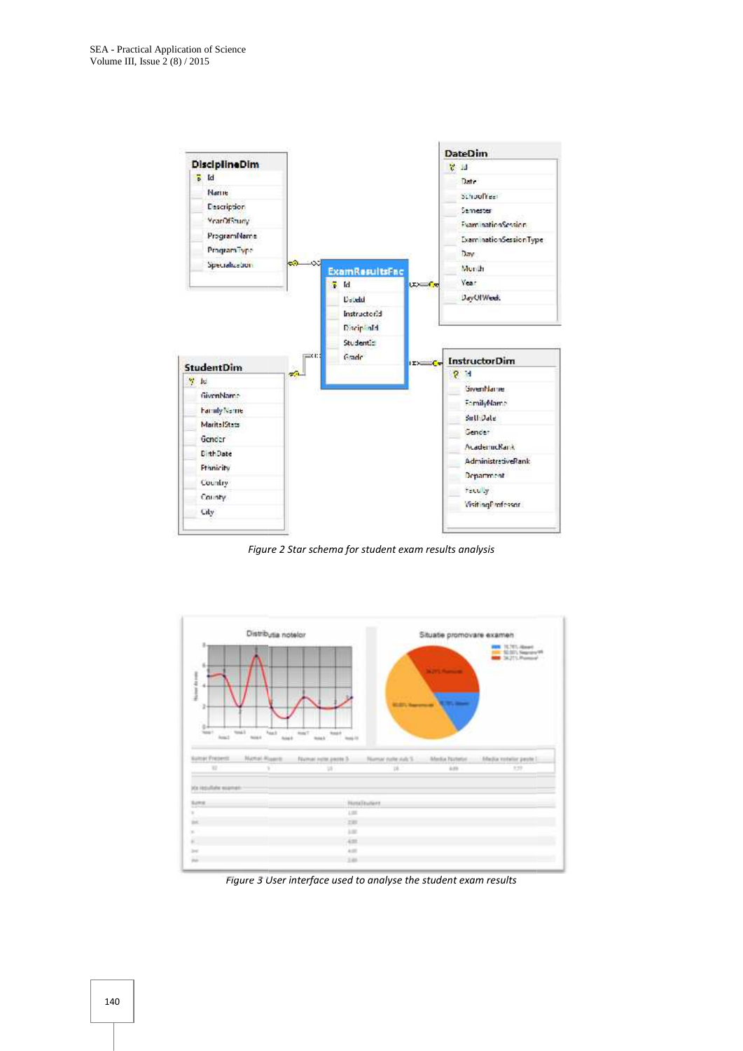DisciplineDim
Id
Name
Description
YearOfStudy
ProgramName
ProgramType
Specialization

DateDim
Id
Date
SchoolYear
Semester
ExaminationSession
ExaminationSessionType
Day
Month
Year
DayOfWeek

ExamResultsFac
Id
DateId
InstructorId
DisciplinId
StudentId
Grade

StudentDim
Id
GivenName
FamilyName
MaritalStatus
Gender
BirthDate
Ethnicity
Country
County
City

InstructorDim
Id
GivenName
FamilyName
BirthDate
Gender
AcademicRank
AdministrativeRank
Department
Faculty
VisitingProfessor

*Figure 2 Star schema for student exam results analysis*

Distributia notelor

Situatie promovare examen

*Figure 3 User interface used to analyse the student exam results*